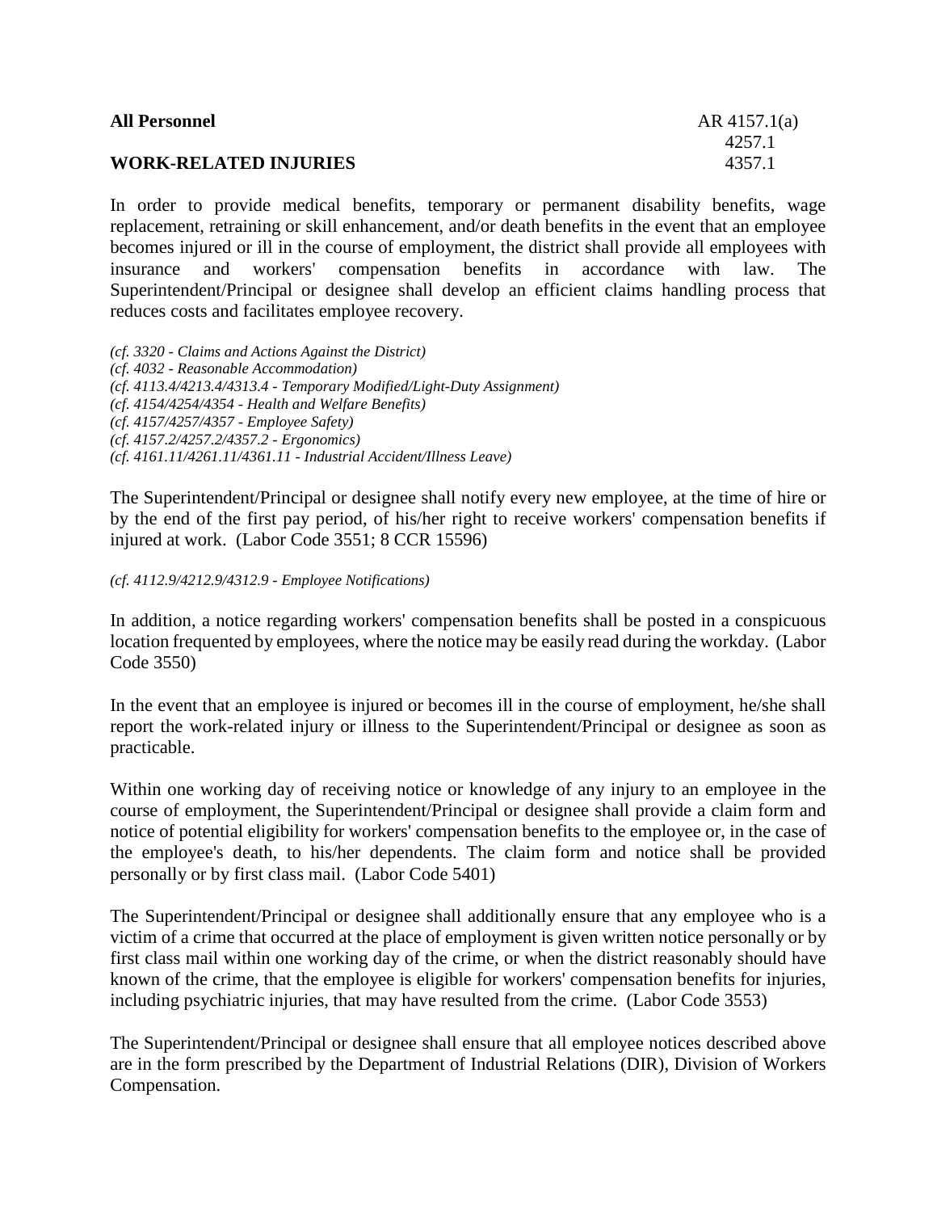**All Personnel** AR 4157.1(a)
4257.1
**WORK-RELATED INJURIES** 4357.1

In order to provide medical benefits, temporary or permanent disability benefits, wage replacement, retraining or skill enhancement, and/or death benefits in the event that an employee becomes injured or ill in the course of employment, the district shall provide all employees with insurance and workers' compensation benefits in accordance with law. The Superintendent/Principal or designee shall develop an efficient claims handling process that reduces costs and facilitates employee recovery.

*(cf. 3320 - Claims and Actions Against the District)*
*(cf. 4032 - Reasonable Accommodation)*
*(cf. 4113.4/4213.4/4313.4 - Temporary Modified/Light-Duty Assignment)*
*(cf. 4154/4254/4354 - Health and Welfare Benefits)*
*(cf. 4157/4257/4357 - Employee Safety)*
*(cf. 4157.2/4257.2/4357.2 - Ergonomics)*
*(cf. 4161.11/4261.11/4361.11 - Industrial Accident/Illness Leave)*

The Superintendent/Principal or designee shall notify every new employee, at the time of hire or by the end of the first pay period, of his/her right to receive workers' compensation benefits if injured at work. (Labor Code 3551; 8 CCR 15596)

*(cf. 4112.9/4212.9/4312.9 - Employee Notifications)*

In addition, a notice regarding workers' compensation benefits shall be posted in a conspicuous location frequented by employees, where the notice may be easily read during the workday. (Labor Code 3550)

In the event that an employee is injured or becomes ill in the course of employment, he/she shall report the work-related injury or illness to the Superintendent/Principal or designee as soon as practicable.

Within one working day of receiving notice or knowledge of any injury to an employee in the course of employment, the Superintendent/Principal or designee shall provide a claim form and notice of potential eligibility for workers' compensation benefits to the employee or, in the case of the employee's death, to his/her dependents. The claim form and notice shall be provided personally or by first class mail. (Labor Code 5401)

The Superintendent/Principal or designee shall additionally ensure that any employee who is a victim of a crime that occurred at the place of employment is given written notice personally or by first class mail within one working day of the crime, or when the district reasonably should have known of the crime, that the employee is eligible for workers' compensation benefits for injuries, including psychiatric injuries, that may have resulted from the crime. (Labor Code 3553)

The Superintendent/Principal or designee shall ensure that all employee notices described above are in the form prescribed by the Department of Industrial Relations (DIR), Division of Workers Compensation.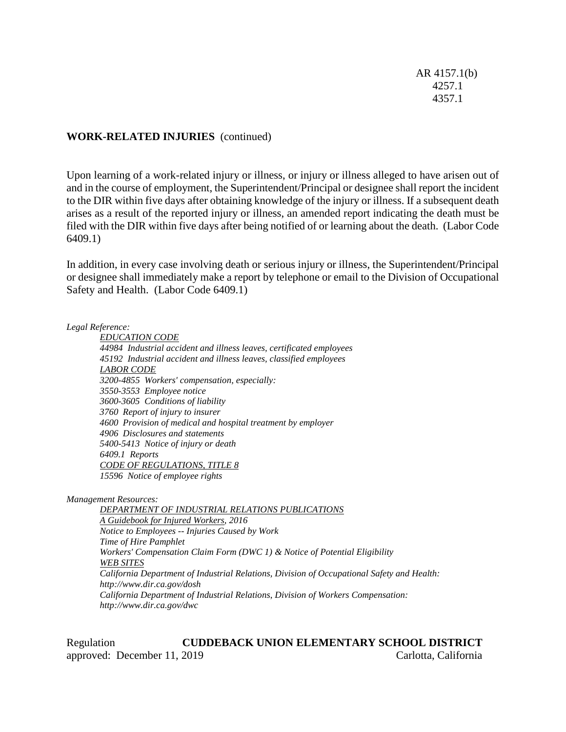**WORK-RELATED INJURIES** (continued)

Upon learning of a work-related injury or illness, or injury or illness alleged to have arisen out of and in the course of employment, the Superintendent/Principal or designee shall report the incident to the DIR within five days after obtaining knowledge of the injury or illness. If a subsequent death arises as a result of the reported injury or illness, an amended report indicating the death must be filed with the DIR within five days after being notified of or learning about the death. (Labor Code 6409.1)

In addition, in every case involving death or serious injury or illness, the Superintendent/Principal or designee shall immediately make a report by telephone or email to the Division of Occupational Safety and Health. (Labor Code 6409.1)

*Legal Reference:*

*EDUCATION CODE*
*44984 Industrial accident and illness leaves, certificated employees*
*45192 Industrial accident and illness leaves, classified employees*
*LABOR CODE*
*3200-4855 Workers' compensation, especially:*
*3550-3553 Employee notice*
*3600-3605 Conditions of liability*
*3760 Report of injury to insurer*
*4600 Provision of medical and hospital treatment by employer*
*4906 Disclosures and statements*
*5400-5413 Notice of injury or death*
*6409.1 Reports*
*CODE OF REGULATIONS, TITLE 8*
*15596 Notice of employee rights*

*Management Resources:*

*DEPARTMENT OF INDUSTRIAL RELATIONS PUBLICATIONS*
*A Guidebook for Injured Workers, 2016*
*Notice to Employees -- Injuries Caused by Work*
*Time of Hire Pamphlet*
*Workers' Compensation Claim Form (DWC 1) & Notice of Potential Eligibility*
*WEB SITES*
*California Department of Industrial Relations, Division of Occupational Safety and Health: http://www.dir.ca.gov/dosh*
*California Department of Industrial Relations, Division of Workers Compensation: http://www.dir.ca.gov/dwc*

Regulation **CUDDEBACK UNION ELEMENTARY SCHOOL DISTRICT**
approved: December 11, 2019 Carlotta, California